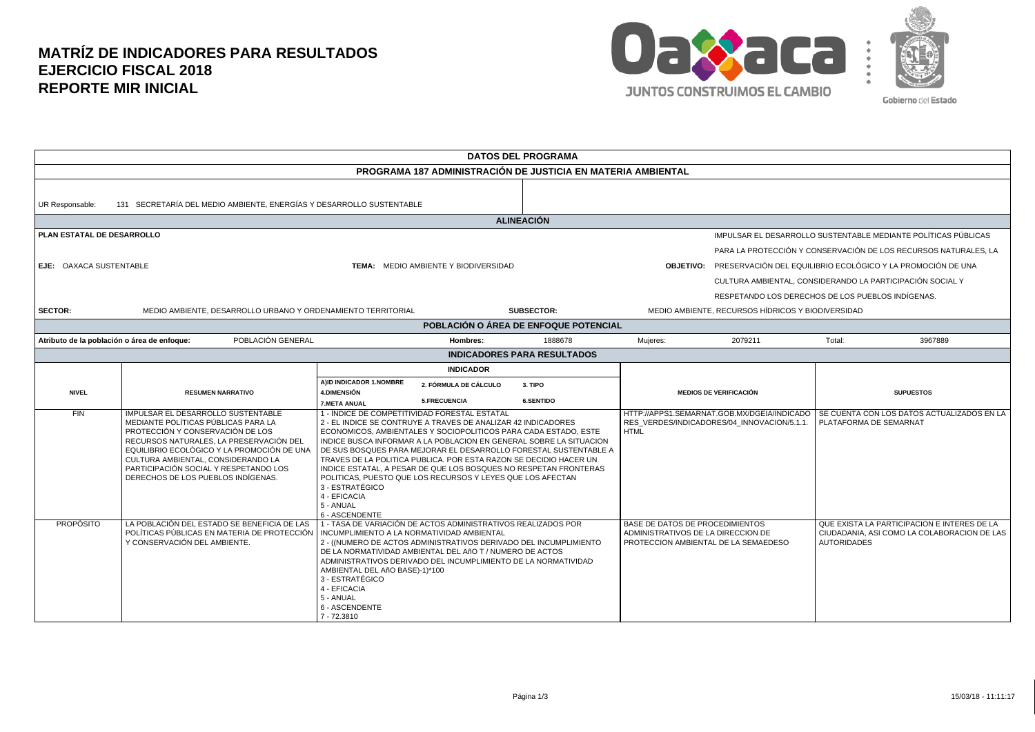# MATRÍZ DE INDICADORES PARA RESULTADOS
# EJERCICIO FISCAL 2018
# REPORTE MIR INICIAL

Oaxaca — JUNTOS CONSTRUIMOS EL CAMBIO — Gobierno del Estado

## DATOS DEL PROGRAMA

### PROGRAMA 187 ADMINISTRACIÓN DE JUSTICIA EN MATERIA AMBIENTAL

UR Responsable: 131 SECRETARÍA DEL MEDIO AMBIENTE, ENERGÍAS Y DESARROLLO SUSTENTABLE

## ALINEACIÓN

**PLAN ESTATAL DE DESARROLLO**

**EJE:** OAXACA SUSTENTABLE

**TEMA:** MEDIO AMBIENTE Y BIODIVERSIDAD

**OBJETIVO:** IMPULSAR EL DESARROLLO SUSTENTABLE MEDIANTE POLÍTICAS PÚBLICAS PARA LA PROTECCIÓN Y CONSERVACIÓN DE LOS RECURSOS NATURALES, LA PRESERVACIÓN DEL EQUILIBRIO ECOLÓGICO Y LA PROMOCIÓN DE UNA CULTURA AMBIENTAL, CONSIDERANDO LA PARTICIPACIÓN SOCIAL Y RESPETANDO LOS DERECHOS DE LOS PUEBLOS INDÍGENAS.

**SECTOR:** MEDIO AMBIENTE, DESARROLLO URBANO Y ORDENAMIENTO TERRITORIAL

**SUBSECTOR:** MEDIO AMBIENTE, RECURSOS HÍDRICOS Y BIODIVERSIDAD

## POBLACIÓN O ÁREA DE ENFOQUE POTENCIAL

| Atributo de la población o área de enfoque: | Hombres: | Mujeres: | Total: |
|---|---|---|---|
| POBLACIÓN GENERAL | 1888678 | 2079211 | 3967889 |

## INDICADORES PARA RESULTADOS

| NIVEL | RESUMEN NARRATIVO | INDICADOR<br>A)ID INDICADOR 1.NOMBRE 2. FÓRMULA DE CÁLCULO 3. TIPO 4.DIMENSIÓN 5.FRECUENCIA 6.SENTIDO 7.META ANUAL | MEDIOS DE VERIFICACIÓN | SUPUESTOS |
|---|---|---|---|---|
| FIN | IMPULSAR EL DESARROLLO SUSTENTABLE MEDIANTE POLÍTICAS PÚBLICAS PARA LA PROTECCIÓN Y CONSERVACIÓN DE LOS RECURSOS NATURALES, LA PRESERVACIÓN DEL EQUILIBRIO ECOLÓGICO Y LA PROMOCIÓN DE UNA CULTURA AMBIENTAL, CONSIDERANDO LA PARTICIPACIÓN SOCIAL Y RESPETANDO LOS DERECHOS DE LOS PUEBLOS INDÍGENAS. | 1 - ÍNDICE DE COMPETITIVIDAD FORESTAL ESTATAL<br>2 - EL INDICE SE CONTRUYE A TRAVES DE ANALIZAR 42 INDICADORES ECONOMICOS, AMBIENTALES Y SOCIOPOLITICOS PARA CADA ESTADO, ESTE INDICE BUSCA INFORMAR A LA POBLACION EN GENERAL SOBRE LA SITUACION DE SUS BOSQUES PARA MEJORAR EL DESARROLLO FORESTAL SUSTENTABLE A TRAVES DE LA POLITICA PUBLICA. POR ESTA RAZON SE DECIDIO HACER UN INDICE ESTATAL, A PESAR DE QUE LOS BOSQUES NO RESPETAN FRONTERAS POLITICAS, PUESTO QUE LOS RECURSOS Y LEYES QUE LOS AFECTAN<br>3 - ESTRATÉGICO<br>4 - EFICACIA<br>5 - ANUAL<br>6 - ASCENDENTE | HTTP://APPS1.SEMARNAT.GOB.MX/DGEIA/INDICADORES_VERDES/INDICADORES/04_INNOVACION/5.1.1.HTML | SE CUENTA CON LOS DATOS ACTUALIZADOS EN LA PLATAFORMA DE SEMARNAT |
| PROPÓSITO | LA POBLACIÓN DEL ESTADO SE BENEFICIA DE LAS POLÍTICAS PÚBLICAS EN MATERIA DE PROTECCIÓN Y CONSERVACIÓN DEL AMBIENTE. | 1 - TASA DE VARIACIÓN DE ACTOS ADMINISTRATIVOS REALIZADOS POR INCUMPLIMIENTO A LA NORMATIVIDAD AMBIENTAL<br>2 - ((NUMERO DE ACTOS ADMINISTRATIVOS DERIVADO DEL INCUMPLIMIENTO DE LA NORMATIVIDAD AMBIENTAL DEL AñO T / NUMERO DE ACTOS ADMINISTRATIVOS DERIVADO DEL INCUMPLIMIENTO DE LA NORMATIVIDAD AMBIENTAL DEL AñO BASE)-1)*100<br>3 - ESTRATÉGICO<br>4 - EFICACIA<br>5 - ANUAL<br>6 - ASCENDENTE<br>7 - 72.3810 | BASE DE DATOS DE PROCEDIMIENTOS ADMINISTRATIVOS DE LA DIRECCION DE PROTECCION AMBIENTAL DE LA SEMAEDESO | QUE EXISTA LA PARTICIPACION E INTERES DE LA CIUDADANIA, ASI COMO LA COLABORACION DE LAS AUTORIDADES |

15/03/18 - 11:11:17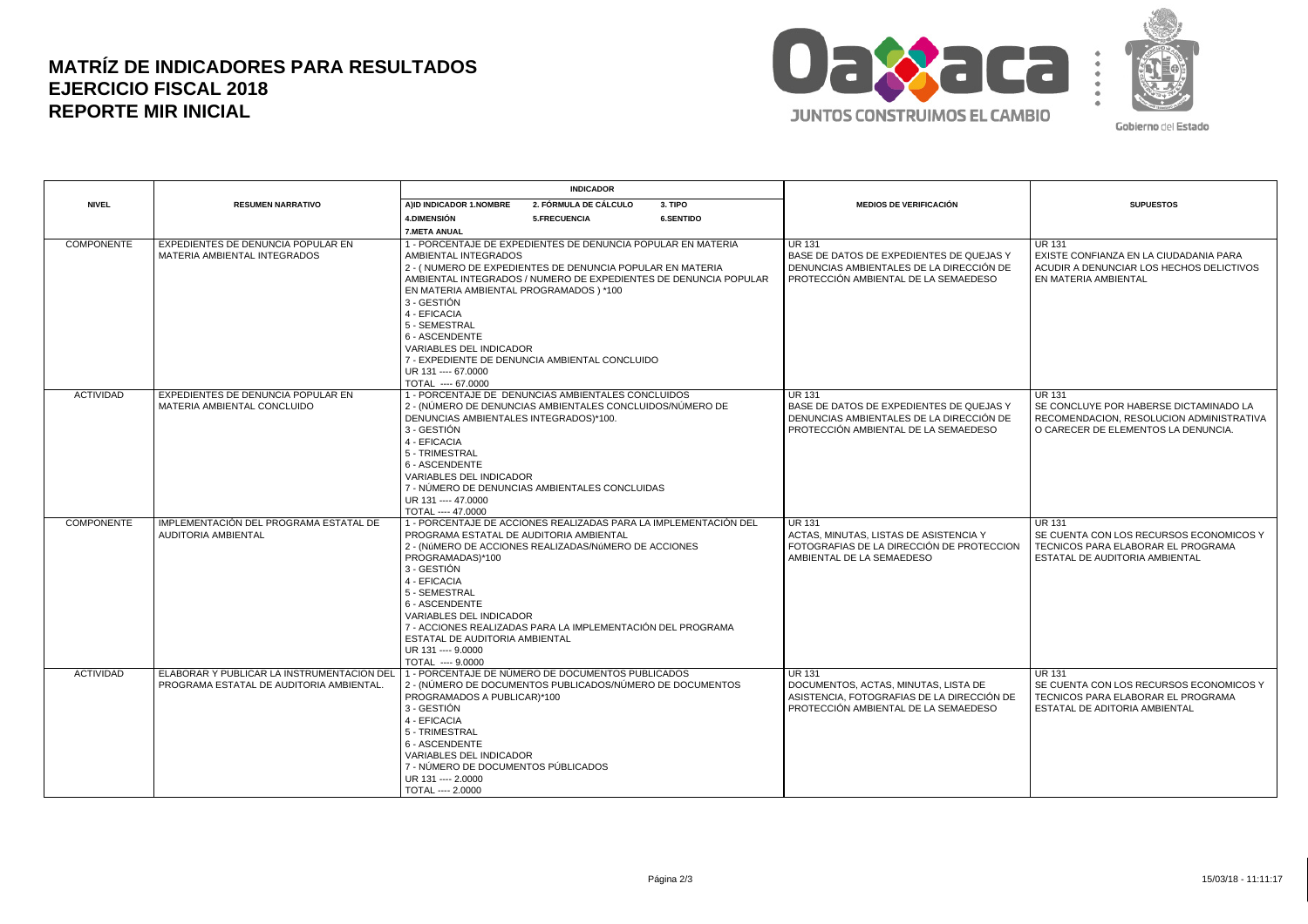# MATRÍZ DE INDICADORES PARA RESULTADOS
# EJERCICIO FISCAL 2018
# REPORTE MIR INICIAL

| NIVEL | RESUMEN NARRATIVO | INDICADOR<br>A)ID INDICADOR 1.NOMBRE 2. FÓRMULA DE CÁLCULO 3. TIPO<br>4.DIMENSIÓN 5.FRECUENCIA 6.SENTIDO<br>7.META ANUAL | MEDIOS DE VERIFICACIÓN | SUPUESTOS |
|---|---|---|---|---|
| COMPONENTE | EXPEDIENTES DE DENUNCIA POPULAR EN MATERIA AMBIENTAL INTEGRADOS | 1 - PORCENTAJE DE EXPEDIENTES DE DENUNCIA POPULAR EN MATERIA AMBIENTAL INTEGRADOS<br>2 - ( NUMERO DE EXPEDIENTES DE DENUNCIA POPULAR EN MATERIA AMBIENTAL INTEGRADOS / NUMERO DE EXPEDIENTES DE DENUNCIA POPULAR EN MATERIA AMBIENTAL PROGRAMADOS ) *100<br>3 - GESTIÓN<br>4 - EFICACIA<br>5 - SEMESTRAL<br>6 - ASCENDENTE<br>VARIABLES DEL INDICADOR<br>7 - EXPEDIENTE DE DENUNCIA AMBIENTAL CONCLUIDO<br>UR 131 ---- 67.0000<br>TOTAL ---- 67.0000 | UR 131<br>BASE DE DATOS DE EXPEDIENTES DE QUEJAS Y DENUNCIAS AMBIENTALES DE LA DIRECCIÓN DE PROTECCIÓN AMBIENTAL DE LA SEMAEDESO | UR 131<br>EXISTE CONFIANZA EN LA CIUDADANIA PARA ACUDIR A DENUNCIAR LOS HECHOS DELICTIVOS EN MATERIA AMBIENTAL |
| ACTIVIDAD | EXPEDIENTES DE DENUNCIA POPULAR EN MATERIA AMBIENTAL CONCLUIDO | 1 - PORCENTAJE DE DENUNCIAS AMBIENTALES CONCLUIDOS<br>2 - (NÚMERO DE DENUNCIAS AMBIENTALES CONCLUIDOS/NÚMERO DE DENUNCIAS AMBIENTALES INTEGRADOS)*100.<br>3 - GESTIÓN<br>4 - EFICACIA<br>5 - TRIMESTRAL<br>6 - ASCENDENTE<br>VARIABLES DEL INDICADOR<br>7 - NÚMERO DE DENUNCIAS AMBIENTALES CONCLUIDAS<br>UR 131 ---- 47.0000<br>TOTAL ---- 47.0000 | UR 131<br>BASE DE DATOS DE EXPEDIENTES DE QUEJAS Y DENUNCIAS AMBIENTALES DE LA DIRECCIÓN DE PROTECCIÓN AMBIENTAL DE LA SEMAEDESO | UR 131<br>SE CONCLUYE POR HABERSE DICTAMINADO LA RECOMENDACION, RESOLUCION ADMINISTRATIVA O CARECER DE ELEMENTOS LA DENUNCIA. |
| COMPONENTE | IMPLEMENTACIÓN DEL PROGRAMA ESTATAL DE AUDITORIA AMBIENTAL | 1 - PORCENTAJE DE ACCIONES REALIZADAS PARA LA IMPLEMENTACIÓN DEL PROGRAMA ESTATAL DE AUDITORIA AMBIENTAL<br>2 - (NúMERO DE ACCIONES REALIZADAS/NúMERO DE ACCIONES PROGRAMADAS)*100<br>3 - GESTIÓN<br>4 - EFICACIA<br>5 - SEMESTRAL<br>6 - ASCENDENTE<br>VARIABLES DEL INDICADOR<br>7 - ACCIONES REALIZADAS PARA LA IMPLEMENTACIÓN DEL PROGRAMA ESTATAL DE AUDITORIA AMBIENTAL<br>UR 131 ---- 9.0000<br>TOTAL ---- 9.0000 | UR 131<br>ACTAS, MINUTAS, LISTAS DE ASISTENCIA Y FOTOGRAFIAS DE LA DIRECCIÓN DE PROTECCION AMBIENTAL DE LA SEMAEDESO | UR 131<br>SE CUENTA CON LOS RECURSOS ECONOMICOS Y TECNICOS PARA ELABORAR EL PROGRAMA ESTATAL DE AUDITORIA AMBIENTAL |
| ACTIVIDAD | ELABORAR Y PUBLICAR LA INSTRUMENTACION DEL PROGRAMA ESTATAL DE AUDITORIA AMBIENTAL. | 1 - PORCENTAJE DE NÚMERO DE DOCUMENTOS PUBLICADOS<br>2 - (NÚMERO DE DOCUMENTOS PUBLICADOS/NÚMERO DE DOCUMENTOS PROGRAMADOS A PUBLICAR)*100<br>3 - GESTIÓN<br>4 - EFICACIA<br>5 - TRIMESTRAL<br>6 - ASCENDENTE<br>VARIABLES DEL INDICADOR<br>7 - NÚMERO DE DOCUMENTOS PÚBLICADOS<br>UR 131 ---- 2.0000<br>TOTAL ---- 2.0000 | UR 131<br>DOCUMENTOS, ACTAS, MINUTAS, LISTA DE ASISTENCIA, FOTOGRAFIAS DE LA DIRECCIÓN DE PROTECCIÓN AMBIENTAL DE LA SEMAEDESO | UR 131<br>SE CUENTA CON LOS RECURSOS ECONOMICOS Y TECNICOS PARA ELABORAR EL PROGRAMA ESTATAL DE ADITORIA AMBIENTAL |

15/03/18 - 11:11:17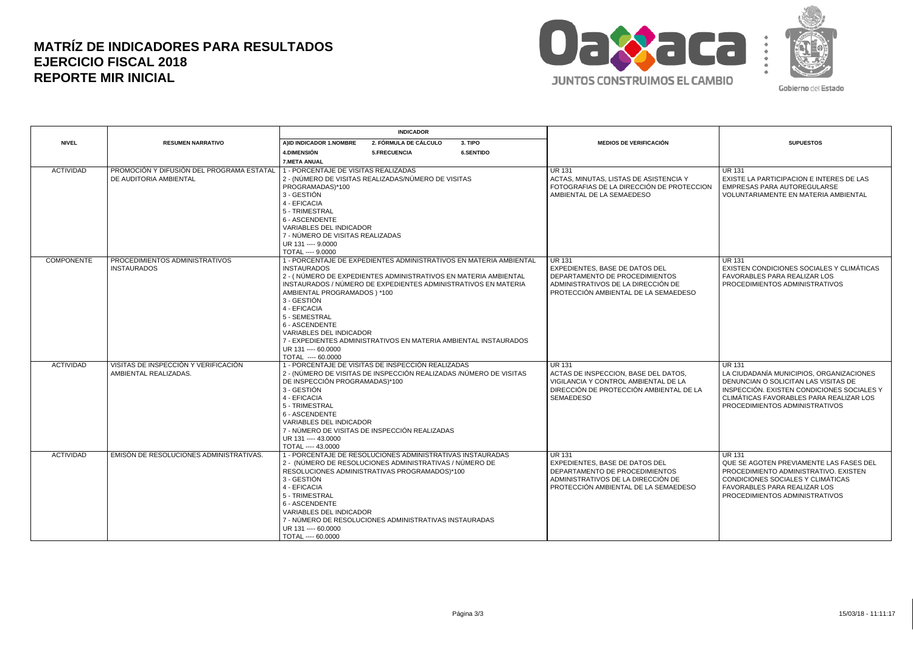# MATRÍZ DE INDICADORES PARA RESULTADOS
# EJERCICIO FISCAL 2018
# REPORTE MIR INICIAL

Oaxaca
JUNTOS CONSTRUIMOS EL CAMBIO
Gobierno del Estado

| NIVEL | RESUMEN NARRATIVO | INDICADOR<br>A)ID INDICADOR 1.NOMBRE 2. FÓRMULA DE CÁLCULO 3. TIPO<br>4.DIMENSIÓN 5.FRECUENCIA 6.SENTIDO<br>7.META ANUAL | MEDIOS DE VERIFICACIÓN | SUPUESTOS |
|---|---|---|---|---|
| ACTIVIDAD | PROMOCIÓN Y DIFUSIÓN DEL PROGRAMA ESTATAL DE AUDITORIA AMBIENTAL | 1 - PORCENTAJE DE VISITAS REALIZADAS<br>2 - (NÚMERO DE VISITAS REALIZADAS/NÚMERO DE VISITAS PROGRAMADAS)*100<br>3 - GESTIÓN<br>4 - EFICACIA<br>5 - TRIMESTRAL<br>6 - ASCENDENTE<br>VARIABLES DEL INDICADOR<br>7 - NÚMERO DE VISITAS REALIZADAS<br>UR 131 ---- 9.0000<br>TOTAL ---- 9.0000 | UR 131<br>ACTAS, MINUTAS, LISTAS DE ASISTENCIA Y FOTOGRAFIAS DE LA DIRECCIÓN DE PROTECCION AMBIENTAL DE LA SEMAEDESO | UR 131<br>EXISTE LA PARTICIPACION E INTERES DE LAS EMPRESAS PARA AUTOREGULARSE VOLUNTARIAMENTE EN MATERIA AMBIENTAL |
| COMPONENTE | PROCEDIMIENTOS ADMINISTRATIVOS INSTAURADOS | 1 - PORCENTAJE DE EXPEDIENTES ADMINISTRATIVOS EN MATERIA AMBIENTAL INSTAURADOS<br>2 - ( NÚMERO DE EXPEDIENTES ADMINISTRATIVOS EN MATERIA AMBIENTAL INSTAURADOS / NÚMERO DE EXPEDIENTES ADMINISTRATIVOS EN MATERIA AMBIENTAL PROGRAMADOS ) *100<br>3 - GESTIÓN<br>4 - EFICACIA<br>5 - SEMESTRAL<br>6 - ASCENDENTE<br>VARIABLES DEL INDICADOR<br>7 - EXPEDIENTES ADMINISTRATIVOS EN MATERIA AMBIENTAL INSTAURADOS<br>UR 131 ---- 60.0000<br>TOTAL ---- 60.0000 | UR 131<br>EXPEDIENTES, BASE DE DATOS DEL DEPARTAMENTO DE PROCEDIMIENTOS ADMINISTRATIVOS DE LA DIRECCIÓN DE PROTECCIÓN AMBIENTAL DE LA SEMAEDESO | UR 131<br>EXISTEN CONDICIONES SOCIALES Y CLIMÁTICAS FAVORABLES PARA REALIZAR LOS PROCEDIMIENTOS ADMINISTRATIVOS |
| ACTIVIDAD | VISITAS DE INSPECCIÓN Y VERIFICACIÓN AMBIENTAL REALIZADAS. | 1 - PORCENTAJE DE VISITAS DE INSPECCIÓN REALIZADAS<br>2 - (NÚMERO DE VISITAS DE INSPECCIÓN REALIZADAS /NÚMERO DE VISITAS DE INSPECCIÓN PROGRAMADAS)*100<br>3 - GESTIÓN<br>4 - EFICACIA<br>5 - TRIMESTRAL<br>6 - ASCENDENTE<br>VARIABLES DEL INDICADOR<br>7 - NÚMERO DE VISITAS DE INSPECCIÓN REALIZADAS<br>UR 131 ---- 43.0000<br>TOTAL ---- 43.0000 | UR 131<br>ACTAS DE INSPECCION, BASE DEL DATOS, VIGILANCIA Y CONTROL AMBIENTAL DE LA DIRECCIÓN DE PROTECCIÓN AMBIENTAL DE LA SEMAEDESO | UR 131<br>LA CIUDADANÍA MUNICIPIOS, ORGANIZACIONES DENUNCIAN O SOLICITAN LAS VISITAS DE INSPECCIÓN. EXISTEN CONDICIONES SOCIALES Y CLIMÁTICAS FAVORABLES PARA REALIZAR LOS PROCEDIMIENTOS ADMINISTRATIVOS |
| ACTIVIDAD | EMISÓN DE RESOLUCIONES ADMINISTRATIVAS. | 1 - PORCENTAJE DE RESOLUCIONES ADMINISTRATIVAS INSTAURADAS<br>2 - (NÚMERO DE RESOLUCIONES ADMINISTRATIVAS / NÚMERO DE RESOLUCIONES ADMINISTRATIVAS PROGRAMADOS)*100<br>3 - GESTIÓN<br>4 - EFICACIA<br>5 - TRIMESTRAL<br>6 - ASCENDENTE<br>VARIABLES DEL INDICADOR<br>7 - NÚMERO DE RESOLUCIONES ADMINISTRATIVAS INSTAURADAS<br>UR 131 ---- 60.0000<br>TOTAL ---- 60.0000 | UR 131<br>EXPEDIENTES, BASE DE DATOS DEL DEPARTAMENTO DE PROCEDIMIENTOS ADMINISTRATIVOS DE LA DIRECCIÓN DE PROTECCIÓN AMBIENTAL DE LA SEMAEDESO | UR 131<br>QUE SE AGOTEN PREVIAMENTE LAS FASES DEL PROCEDIMIENTO ADMINISTRATIVO. EXISTEN CONDICIONES SOCIALES Y CLIMÁTICAS FAVORABLES PARA REALIZAR LOS PROCEDIMIENTOS ADMINISTRATIVOS |

15/03/18 - 11:11:17